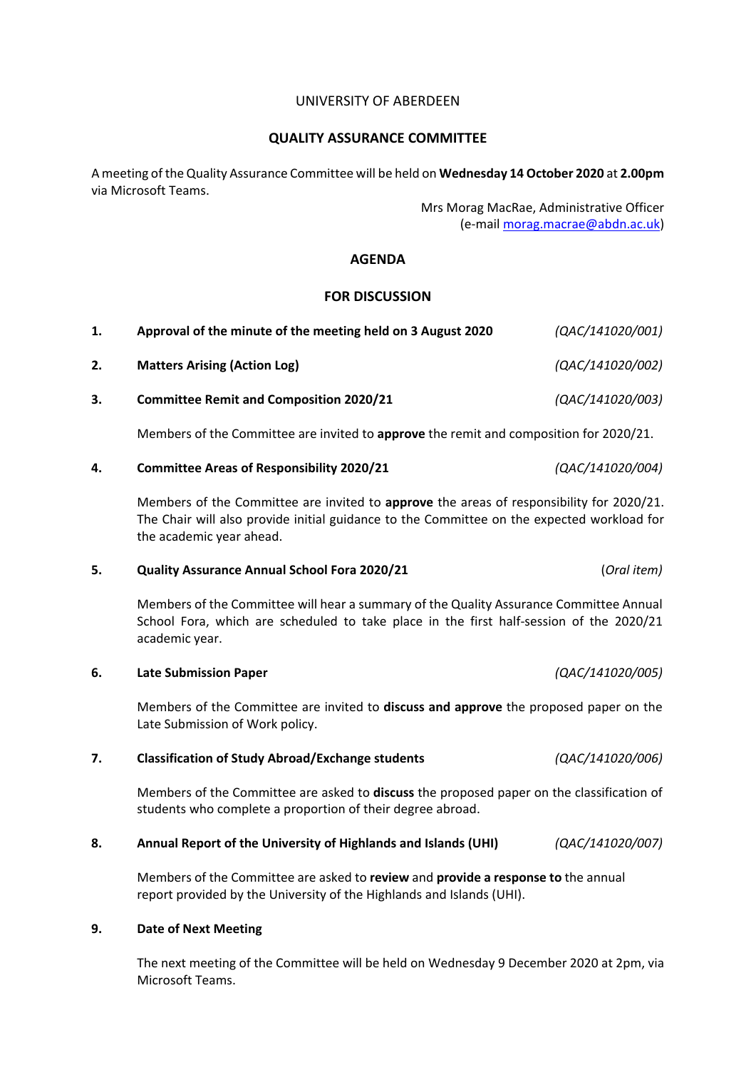UNIVERSITY OF ABERDEEN

# QUALITY ASSURANCE COMMITTEE

A meeting of the Quality Assurance Committee will be held on **Wednesday 14 October 2020** at **2.00pm** via Microsoft Teams.

Mrs Morag MacRae, Administrative Officer
(e-mail morag.macrae@abdn.ac.uk)

## AGENDA

### FOR DISCUSSION

**1. Approval of the minute of the meeting held on 3 August 2020** *(QAC/141020/001)*

**2. Matters Arising (Action Log)** *(QAC/141020/002)*

**3. Committee Remit and Composition 2020/21** *(QAC/141020/003)*

Members of the Committee are invited to **approve** the remit and composition for 2020/21.

**4. Committee Areas of Responsibility 2020/21** *(QAC/141020/004)*

Members of the Committee are invited to **approve** the areas of responsibility for 2020/21. The Chair will also provide initial guidance to the Committee on the expected workload for the academic year ahead.

**5. Quality Assurance Annual School Fora 2020/21** (*Oral item)*

Members of the Committee will hear a summary of the Quality Assurance Committee Annual School Fora, which are scheduled to take place in the first half-session of the 2020/21 academic year.

**6. Late Submission Paper** *(QAC/141020/005)*

Members of the Committee are invited to **discuss and approve** the proposed paper on the Late Submission of Work policy.

**7. Classification of Study Abroad/Exchange students** *(QAC/141020/006)*

Members of the Committee are asked to **discuss** the proposed paper on the classification of students who complete a proportion of their degree abroad.

**8. Annual Report of the University of Highlands and Islands (UHI)** *(QAC/141020/007)*

Members of the Committee are asked to **review** and **provide a response to** the annual report provided by the University of the Highlands and Islands (UHI).

**9. Date of Next Meeting**

The next meeting of the Committee will be held on Wednesday 9 December 2020 at 2pm, via Microsoft Teams.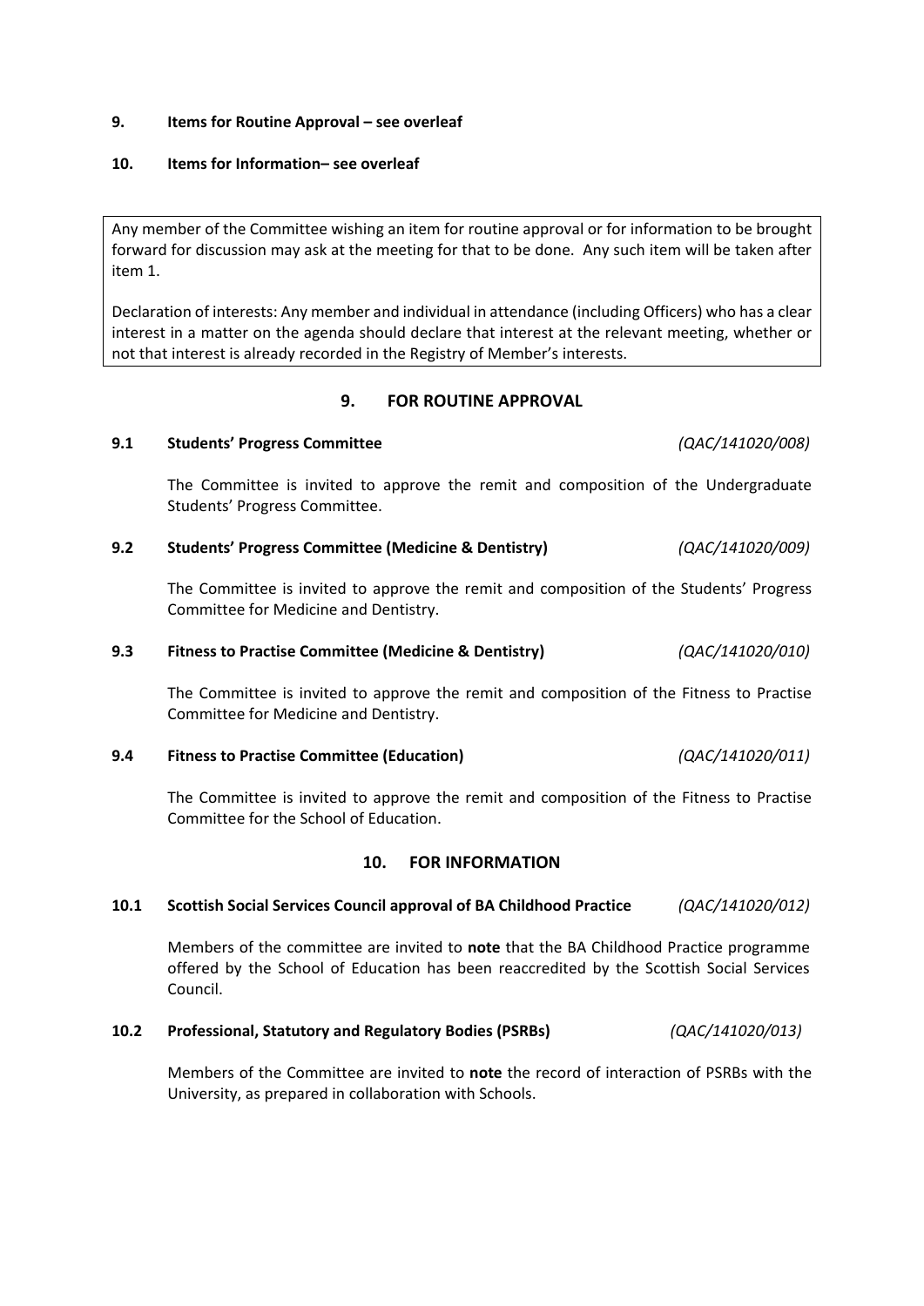**9. Items for Routine Approval – see overleaf**

**10. Items for Information– see overleaf**

Any member of the Committee wishing an item for routine approval or for information to be brought forward for discussion may ask at the meeting for that to be done. Any such item will be taken after item 1.

Declaration of interests: Any member and individual in attendance (including Officers) who has a clear interest in a matter on the agenda should declare that interest at the relevant meeting, whether or not that interest is already recorded in the Registry of Member's interests.

## 9. FOR ROUTINE APPROVAL

### 9.1 Students' Progress Committee *(QAC/141020/008)*

The Committee is invited to approve the remit and composition of the Undergraduate Students' Progress Committee.

### 9.2 Students' Progress Committee (Medicine & Dentistry) *(QAC/141020/009)*

The Committee is invited to approve the remit and composition of the Students' Progress Committee for Medicine and Dentistry.

### 9.3 Fitness to Practise Committee (Medicine & Dentistry) *(QAC/141020/010)*

The Committee is invited to approve the remit and composition of the Fitness to Practise Committee for Medicine and Dentistry.

### 9.4 Fitness to Practise Committee (Education) *(QAC/141020/011)*

The Committee is invited to approve the remit and composition of the Fitness to Practise Committee for the School of Education.

## 10. FOR INFORMATION

### 10.1 Scottish Social Services Council approval of BA Childhood Practice *(QAC/141020/012)*

Members of the committee are invited to **note** that the BA Childhood Practice programme offered by the School of Education has been reaccredited by the Scottish Social Services Council.

### 10.2 Professional, Statutory and Regulatory Bodies (PSRBs) *(QAC/141020/013)*

Members of the Committee are invited to **note** the record of interaction of PSRBs with the University, as prepared in collaboration with Schools.